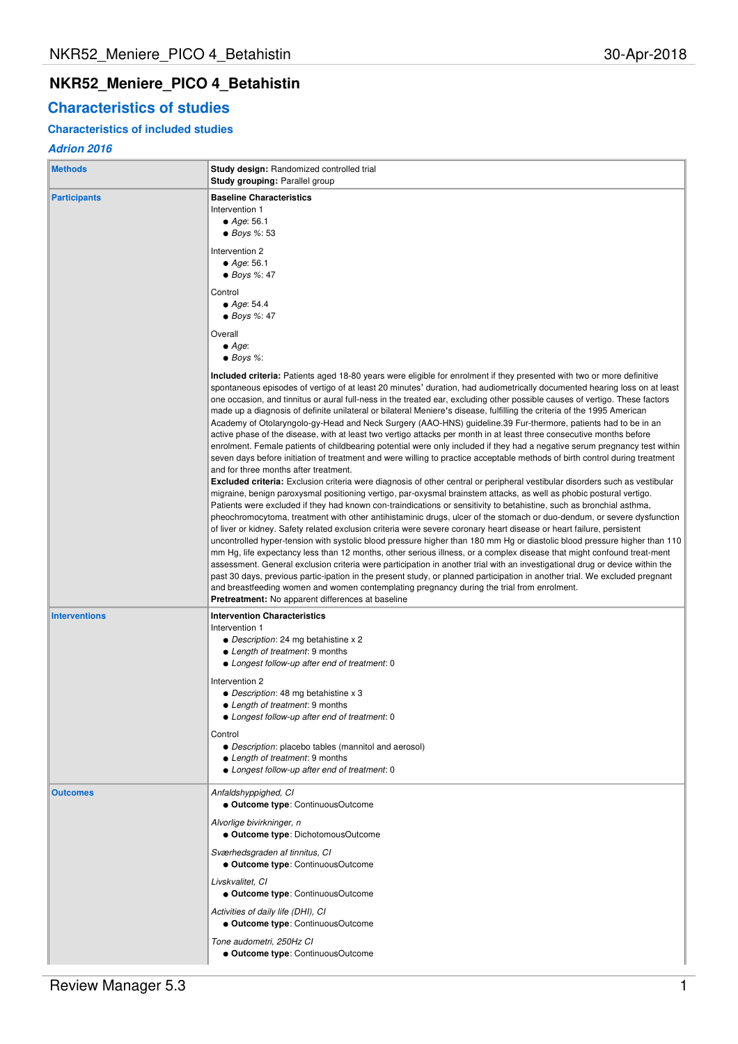# NKR52_Meniere_PICO 4_Betahistin

## Characteristics of studies

### Characteristics of included studies

#### *Adrion 2016*

| | |
|---|---|
| **Methods** | **Study design:** Randomized controlled trial<br>**Study grouping:** Parallel group |
| **Participants** | **Baseline Characteristics**<br>Intervention 1<br>● *Age*: 56.1<br>● *Boys %*: 53<br><br>Intervention 2<br>● *Age*: 56.1<br>● *Boys %*: 47<br><br>Control<br>● *Age*: 54.4<br>● *Boys %*: 47<br><br>Overall<br>● *Age*:<br>● *Boys %*:<br><br>**Included criteria:** Patients aged 18-80 years were eligible for enrolment if they presented with two or more definitive spontaneous episodes of vertigo of at least 20 minutes' duration, had audiometrically documented hearing loss on at least one occasion, and tinnitus or aural full-ness in the treated ear, excluding other possible causes of vertigo. These factors made up a diagnosis of definite unilateral or bilateral Meniere's disease, fulfilling the criteria of the 1995 American Academy of Otolaryngolo-gy-Head and Neck Surgery (AAO-HNS) guideline.39 Fur-thermore, patients had to be in an active phase of the disease, with at least two vertigo attacks per month in at least three consecutive months before enrolment. Female patients of childbearing potential were only included if they had a negative serum pregnancy test within seven days before initiation of treatment and were willing to practice acceptable methods of birth control during treatment and for three months after treatment.<br>**Excluded criteria:** Exclusion criteria were diagnosis of other central or peripheral vestibular disorders such as vestibular migraine, benign paroxysmal positioning vertigo, par-oxysmal brainstem attacks, as well as phobic postural vertigo. Patients were excluded if they had known con-traindications or sensitivity to betahistine, such as bronchial asthma, pheochromocytoma, treatment with other antihistaminic drugs, ulcer of the stomach or duo-dendum, or severe dysfunction of liver or kidney. Safety related exclusion criteria were severe coronary heart disease or heart failure, persistent uncontrolled hyper-tension with systolic blood pressure higher than 180 mm Hg or diastolic blood pressure higher than 110 mm Hg, life expectancy less than 12 months, other serious illness, or a complex disease that might confound treat-ment assessment. General exclusion criteria were participation in another trial with an investigational drug or device within the past 30 days, previous partic-ipation in the present study, or planned participation in another trial. We excluded pregnant and breastfeeding women and women contemplating pregnancy during the trial from enrolment.<br>**Pretreatment:** No apparent differences at baseline |
| **Interventions** | **Intervention Characteristics**<br>Intervention 1<br>● *Description*: 24 mg betahistine x 2<br>● *Length of treatment*: 9 months<br>● *Longest follow-up after end of treatment*: 0<br><br>Intervention 2<br>● *Description*: 48 mg betahistine x 3<br>● *Length of treatment*: 9 months<br>● *Longest follow-up after end of treatment*: 0<br><br>Control<br>● *Description*: placebo tables (mannitol and aerosol)<br>● *Length of treatment*: 9 months<br>● *Longest follow-up after end of treatment*: 0 |
| **Outcomes** | *Anfaldshyppighed, CI*<br>● **Outcome type**: ContinuousOutcome<br><br>*Alvorlige bivirkninger, n*<br>● **Outcome type**: DichotomousOutcome<br><br>*Sværhedsgraden af tinnitus, CI*<br>● **Outcome type**: ContinuousOutcome<br><br>*Livskvalitet, CI*<br>● **Outcome type**: ContinuousOutcome<br><br>*Activities of daily life (DHI), CI*<br>● **Outcome type**: ContinuousOutcome<br><br>*Tone audometri, 250Hz CI*<br>● **Outcome type**: ContinuousOutcome |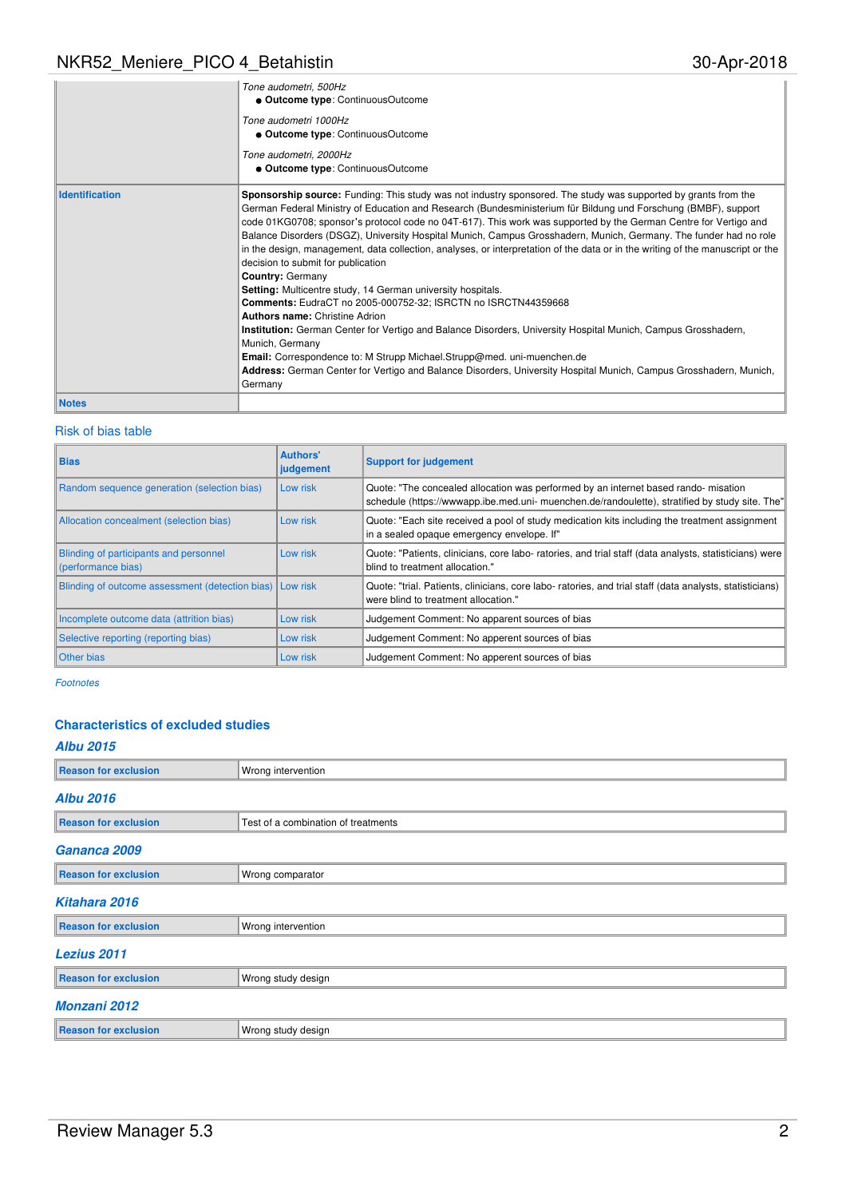| | |
|---|---|
| | *Tone audometri, 500Hz*<br>● **Outcome type**: ContinuousOutcome<br><br>*Tone audometri 1000Hz*<br>● **Outcome type**: ContinuousOutcome<br><br>*Tone audometri, 2000Hz*<br>● **Outcome type**: ContinuousOutcome |
| **Identification** | **Sponsorship source:** Funding: This study was not industry sponsored. The study was supported by grants from the German Federal Ministry of Education and Research (Bundesministerium für Bildung und Forschung (BMBF), support code 01KG0708; sponsor's protocol code no 04T-617). This work was supported by the German Centre for Vertigo and Balance Disorders (DSGZ), University Hospital Munich, Campus Grosshadern, Munich, Germany. The funder had no role in the design, management, data collection, analyses, or interpretation of the data or in the writing of the manuscript or the decision to submit for publication<br>**Country:** Germany<br>**Setting:** Multicentre study, 14 German university hospitals.<br>**Comments:** EudraCT no 2005-000752-32; ISRCTN no ISRCTN44359668<br>**Authors name:** Christine Adrion<br>**Institution:** German Center for Vertigo and Balance Disorders, University Hospital Munich, Campus Grosshadern, Munich, Germany<br>**Email:** Correspondence to: M Strupp Michael.Strupp@med. uni-muenchen.de<br>**Address:** German Center for Vertigo and Balance Disorders, University Hospital Munich, Campus Grosshadern, Munich, Germany |
| **Notes** | |

## Risk of bias table

| Bias | Authors' judgement | Support for judgement |
|---|---|---|
| Random sequence generation (selection bias) | Low risk | Quote: "The concealed allocation was performed by an internet based rando- misation schedule (https://wwwapp.ibe.med.uni- muenchen.de/randoulette), stratified by study site. The" |
| Allocation concealment (selection bias) | Low risk | Quote: "Each site received a pool of study medication kits including the treatment assignment in a sealed opaque emergency envelope. If" |
| Blinding of participants and personnel (performance bias) | Low risk | Quote: "Patients, clinicians, core labo- ratories, and trial staff (data analysts, statisticians) were blind to treatment allocation." |
| Blinding of outcome assessment (detection bias) | Low risk | Quote: "trial. Patients, clinicians, core labo- ratories, and trial staff (data analysts, statisticians) were blind to treatment allocation." |
| Incomplete outcome data (attrition bias) | Low risk | Judgement Comment: No apparent sources of bias |
| Selective reporting (reporting bias) | Low risk | Judgement Comment: No apperent sources of bias |
| Other bias | Low risk | Judgement Comment: No apperent sources of bias |

*Footnotes*

## Characteristics of excluded studies

### *Albu 2015*

| | |
|---|---|
| **Reason for exclusion** | Wrong intervention |

### *Albu 2016*

| | |
|---|---|
| **Reason for exclusion** | Test of a combination of treatments |

### *Gananca 2009*

| | |
|---|---|
| **Reason for exclusion** | Wrong comparator |

### *Kitahara 2016*

| | |
|---|---|
| **Reason for exclusion** | Wrong intervention |

### *Lezius 2011*

| | |
|---|---|
| **Reason for exclusion** | Wrong study design |

### *Monzani 2012*

| | |
|---|---|
| **Reason for exclusion** | Wrong study design |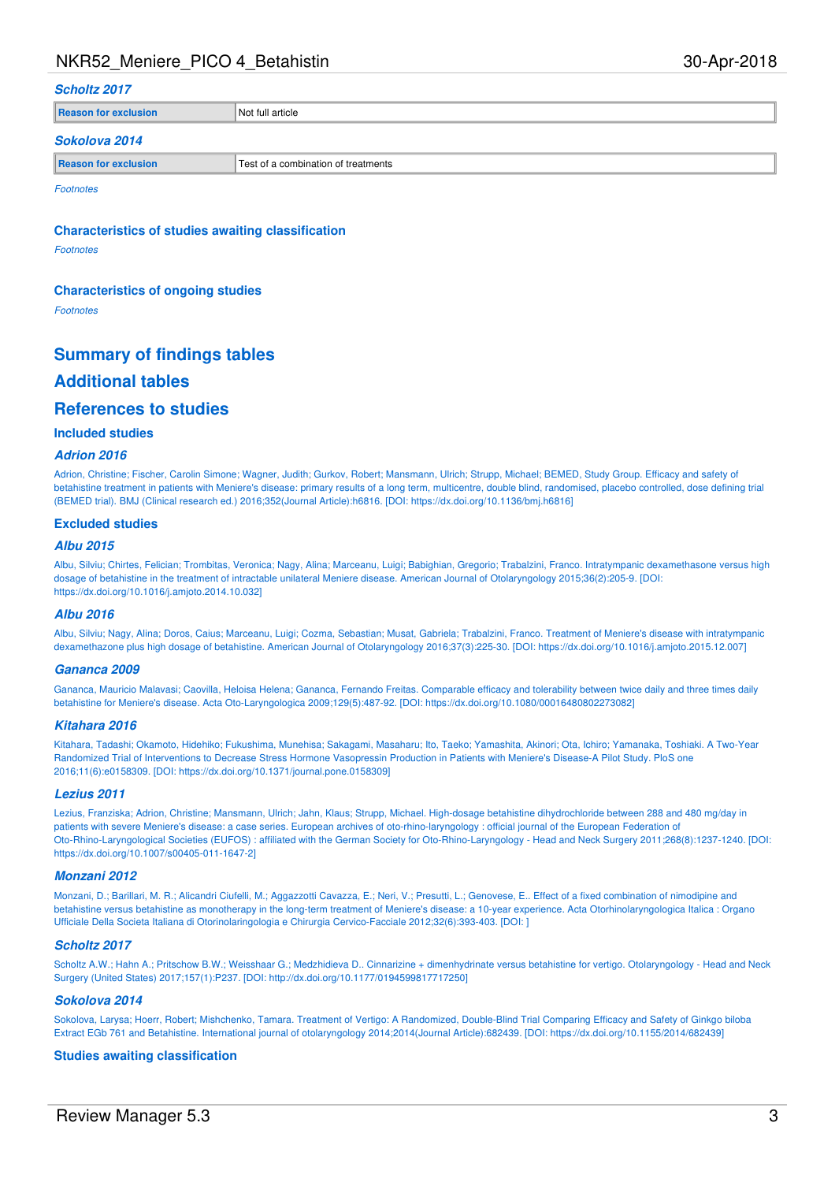### *Scholtz 2017*

| Reason for exclusion | Not full article |
| --- | --- |

### *Sokolova 2014*

| Reason for exclusion | Test of a combination of treatments |
| --- | --- |

*Footnotes*

### Characteristics of studies awaiting classification

*Footnotes*

### Characteristics of ongoing studies

*Footnotes*

## Summary of findings tables

## Additional tables

## References to studies

### Included studies

#### *Adrion 2016*

Adrion, Christine; Fischer, Carolin Simone; Wagner, Judith; Gurkov, Robert; Mansmann, Ulrich; Strupp, Michael; BEMED, Study Group. Efficacy and safety of betahistine treatment in patients with Meniere's disease: primary results of a long term, multicentre, double blind, randomised, placebo controlled, dose defining trial (BEMED trial). BMJ (Clinical research ed.) 2016;352(Journal Article):h6816. [DOI: https://dx.doi.org/10.1136/bmj.h6816]

### Excluded studies

#### *Albu 2015*

Albu, Silviu; Chirtes, Felician; Trombitas, Veronica; Nagy, Alina; Marceanu, Luigi; Babighian, Gregorio; Trabalzini, Franco. Intratympanic dexamethasone versus high dosage of betahistine in the treatment of intractable unilateral Meniere disease. American Journal of Otolaryngology 2015;36(2):205-9. [DOI: https://dx.doi.org/10.1016/j.amjoto.2014.10.032]

#### *Albu 2016*

Albu, Silviu; Nagy, Alina; Doros, Caius; Marceanu, Luigi; Cozma, Sebastian; Musat, Gabriela; Trabalzini, Franco. Treatment of Meniere's disease with intratympanic dexamethazone plus high dosage of betahistine. American Journal of Otolaryngology 2016;37(3):225-30. [DOI: https://dx.doi.org/10.1016/j.amjoto.2015.12.007]

#### *Ganança 2009*

Ganança, Mauricio Malavasi; Caovilla, Heloisa Helena; Ganança, Fernando Freitas. Comparable efficacy and tolerability between twice daily and three times daily betahistine for Meniere's disease. Acta Oto-Laryngologica 2009;129(5):487-92. [DOI: https://dx.doi.org/10.1080/00016480802273082]

#### *Kitahara 2016*

Kitahara, Tadashi; Okamoto, Hidehiko; Fukushima, Munehisa; Sakagami, Masaharu; Ito, Taeko; Yamashita, Akinori; Ota, Ichiro; Yamanaka, Toshiaki. A Two-Year Randomized Trial of Interventions to Decrease Stress Hormone Vasopressin Production in Patients with Meniere's Disease-A Pilot Study. PloS one 2016;11(6):e0158309. [DOI: https://dx.doi.org/10.1371/journal.pone.0158309]

#### *Lezius 2011*

Lezius, Franziska; Adrion, Christine; Mansmann, Ulrich; Jahn, Klaus; Strupp, Michael. High-dosage betahistine dihydrochloride between 288 and 480 mg/day in patients with severe Meniere's disease: a case series. European archives of oto-rhino-laryngology : official journal of the European Federation of Oto-Rhino-Laryngological Societies (EUFOS) : affiliated with the German Society for Oto-Rhino-Laryngology - Head and Neck Surgery 2011;268(8):1237-1240. [DOI: https://dx.doi.org/10.1007/s00405-011-1647-2]

#### *Monzani 2012*

Monzani, D.; Barillari, M. R.; Alicandri Ciufelli, M.; Aggazzotti Cavazza, E.; Neri, V.; Presutti, L.; Genovese, E.. Effect of a fixed combination of nimodipine and betahistine versus betahistine as monotherapy in the long-term treatment of Meniere's disease: a 10-year experience. Acta Otorhinolaryngologica Italica : Organo Ufficiale Della Societa Italiana di Otorinolaringologia e Chirurgia Cervico-Facciale 2012;32(6):393-403. [DOI: ]

#### *Scholtz 2017*

Scholtz A.W.; Hahn A.; Pritschow B.W.; Weisshaar G.; Medzhidieva D.. Cinnarizine + dimenhydrinate versus betahistine for vertigo. Otolaryngology - Head and Neck Surgery (United States) 2017;157(1):P237. [DOI: http://dx.doi.org/10.1177/0194599817717250]

#### *Sokolova 2014*

Sokolova, Larysa; Hoerr, Robert; Mishchenko, Tamara. Treatment of Vertigo: A Randomized, Double-Blind Trial Comparing Efficacy and Safety of Ginkgo biloba Extract EGb 761 and Betahistine. International journal of otolaryngology 2014;2014(Journal Article):682439. [DOI: https://dx.doi.org/10.1155/2014/682439]

### Studies awaiting classification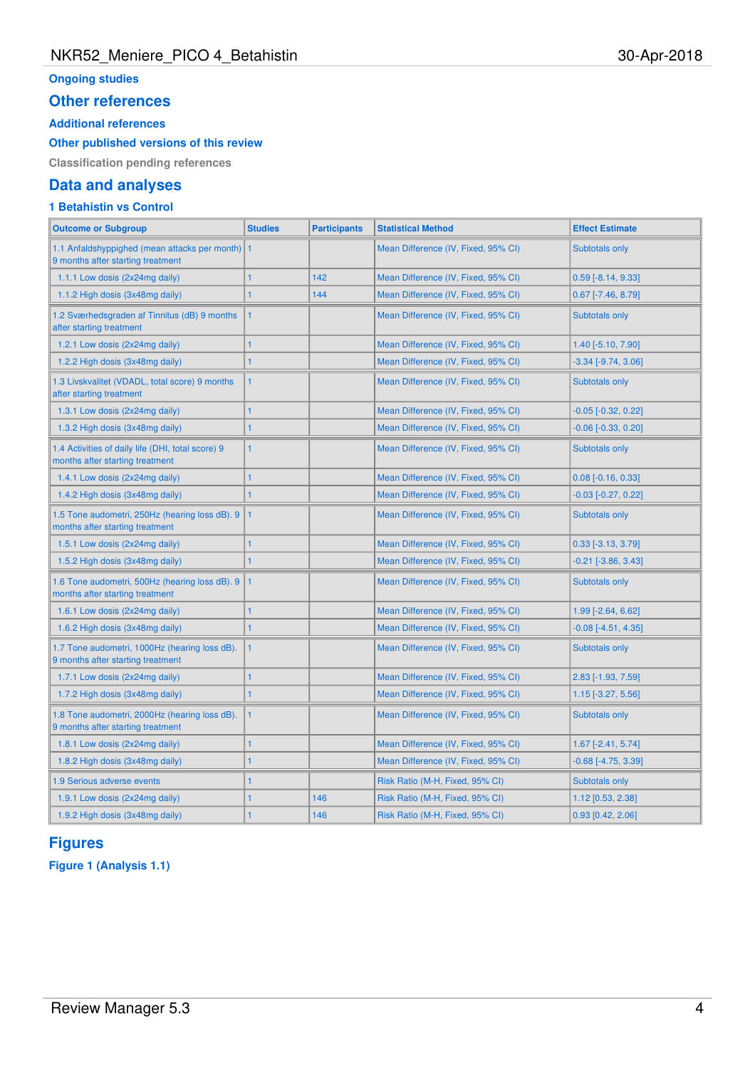## Ongoing studies

# Other references

## Additional references

## Other published versions of this review

## Classification pending references

# Data and analyses

### 1 Betahistin vs Control

| Outcome or Subgroup | Studies | Participants | Statistical Method | Effect Estimate |
|---|---|---|---|---|
| 1.1 Anfaldshyppighed (mean attacks per month) 9 months after starting treatment | 1 | | Mean Difference (IV, Fixed, 95% CI) | Subtotals only |
| 1.1.1 Low dosis (2x24mg daily) | 1 | 142 | Mean Difference (IV, Fixed, 95% CI) | 0.59 [-8.14, 9.33] |
| 1.1.2 High dosis (3x48mg daily) | 1 | 144 | Mean Difference (IV, Fixed, 95% CI) | 0.67 [-7.46, 8.79] |
| 1.2 Sværhedsgraden af Tinnitus (dB) 9 months after starting treatment | 1 | | Mean Difference (IV, Fixed, 95% CI) | Subtotals only |
| 1.2.1 Low dosis (2x24mg daily) | 1 | | Mean Difference (IV, Fixed, 95% CI) | 1.40 [-5.10, 7.90] |
| 1.2.2 High dosis (3x48mg daily) | 1 | | Mean Difference (IV, Fixed, 95% CI) | -3.34 [-9.74, 3.06] |
| 1.3 Livskvalitet (VDADL, total score) 9 months after starting treatment | 1 | | Mean Difference (IV, Fixed, 95% CI) | Subtotals only |
| 1.3.1 Low dosis (2x24mg daily) | 1 | | Mean Difference (IV, Fixed, 95% CI) | -0.05 [-0.32, 0.22] |
| 1.3.2 High dosis (3x48mg daily) | 1 | | Mean Difference (IV, Fixed, 95% CI) | -0.06 [-0.33, 0.20] |
| 1.4 Activities of daily life (DHI, total score) 9 months after starting treatment | 1 | | Mean Difference (IV, Fixed, 95% CI) | Subtotals only |
| 1.4.1 Low dosis (2x24mg daily) | 1 | | Mean Difference (IV, Fixed, 95% CI) | 0.08 [-0.16, 0.33] |
| 1.4.2 High dosis (3x48mg daily) | 1 | | Mean Difference (IV, Fixed, 95% CI) | -0.03 [-0.27, 0.22] |
| 1.5 Tone audometri, 250Hz (hearing loss dB). 9 months after starting treatment | 1 | | Mean Difference (IV, Fixed, 95% CI) | Subtotals only |
| 1.5.1 Low dosis (2x24mg daily) | 1 | | Mean Difference (IV, Fixed, 95% CI) | 0.33 [-3.13, 3.79] |
| 1.5.2 High dosis (3x48mg daily) | 1 | | Mean Difference (IV, Fixed, 95% CI) | -0.21 [-3.86, 3.43] |
| 1.6 Tone audometri, 500Hz (hearing loss dB). 9 months after starting treatment | 1 | | Mean Difference (IV, Fixed, 95% CI) | Subtotals only |
| 1.6.1 Low dosis (2x24mg daily) | 1 | | Mean Difference (IV, Fixed, 95% CI) | 1.99 [-2.64, 6.62] |
| 1.6.2 High dosis (3x48mg daily) | 1 | | Mean Difference (IV, Fixed, 95% CI) | -0.08 [-4.51, 4.35] |
| 1.7 Tone audometri, 1000Hz (hearing loss dB). 9 months after starting treatment | 1 | | Mean Difference (IV, Fixed, 95% CI) | Subtotals only |
| 1.7.1 Low dosis (2x24mg daily) | 1 | | Mean Difference (IV, Fixed, 95% CI) | 2.83 [-1.93, 7.59] |
| 1.7.2 High dosis (3x48mg daily) | 1 | | Mean Difference (IV, Fixed, 95% CI) | 1.15 [-3.27, 5.56] |
| 1.8 Tone audometri, 2000Hz (hearing loss dB). 9 months after starting treatment | 1 | | Mean Difference (IV, Fixed, 95% CI) | Subtotals only |
| 1.8.1 Low dosis (2x24mg daily) | 1 | | Mean Difference (IV, Fixed, 95% CI) | 1.67 [-2.41, 5.74] |
| 1.8.2 High dosis (3x48mg daily) | 1 | | Mean Difference (IV, Fixed, 95% CI) | -0.68 [-4.75, 3.39] |
| 1.9 Serious adverse events | 1 | | Risk Ratio (M-H, Fixed, 95% CI) | Subtotals only |
| 1.9.1 Low dosis (2x24mg daily) | 1 | 146 | Risk Ratio (M-H, Fixed, 95% CI) | 1.12 [0.53, 2.38] |
| 1.9.2 High dosis (3x48mg daily) | 1 | 146 | Risk Ratio (M-H, Fixed, 95% CI) | 0.93 [0.42, 2.06] |

# Figures

### Figure 1 (Analysis 1.1)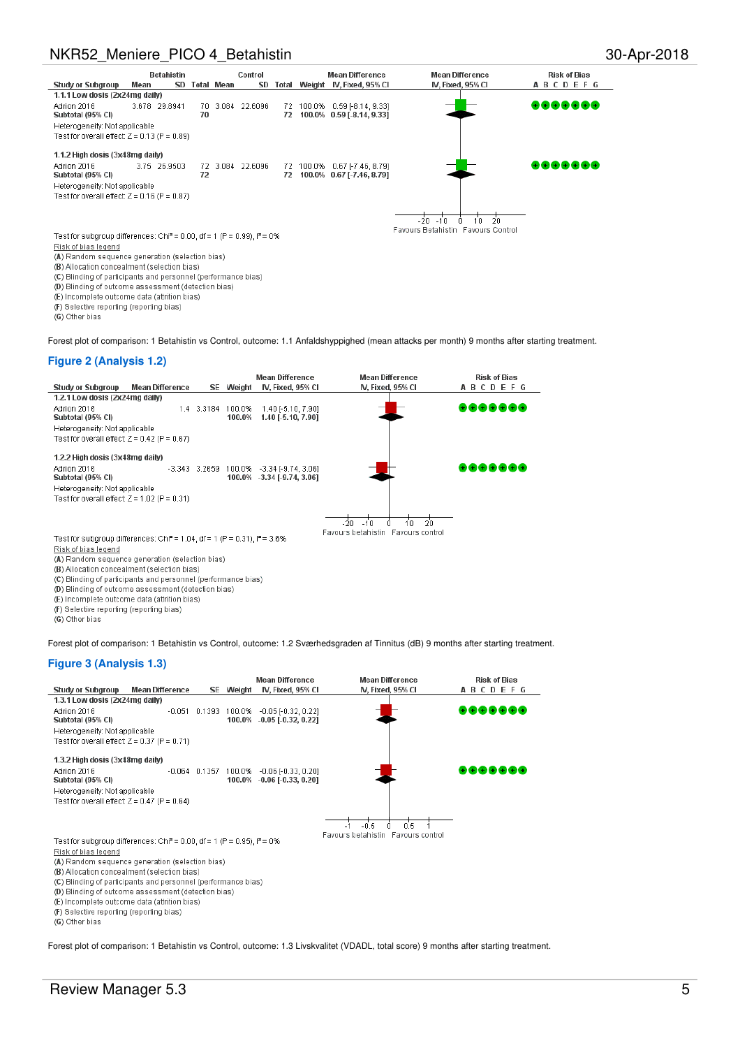| Study or Subgroup | Betahistin Mean | Betahistin SD | Betahistin Total | Control Mean | Control SD | Control Total | Weight | Mean Difference IV, Fixed, 95% CI | Risk of Bias A B C D E F G |
|---|---|---|---|---|---|---|---|---|---|
| **1.1.1 Low dosis (2x24mg daily)** | | | | | | | | | |
| Adrion 2016 | 3.678 | 23.8941 | 70 | 3.084 | 22.6096 | 72 | 100.0% | 0.59 [-8.14, 9.33] | + + + + + + + |
| **Subtotal (95% CI)** | | | **70** | | | **72** | **100.0%** | **0.59 [-8.14, 9.33]** | |
| Heterogeneity: Not applicable | | | | | | | | | |
| Test for overall effect: Z = 0.13 (P = 0.89) | | | | | | | | | |
| **1.1.2 High dosis (3x48mg daily)** | | | | | | | | | |
| Adrion 2016 | 3.75 | 25.9503 | 72 | 3.084 | 22.6096 | 72 | 100.0% | 0.67 [-7.46, 8.79] | + + + + + + + |
| **Subtotal (95% CI)** | | | **72** | | | **72** | **100.0%** | **0.67 [-7.46, 8.79]** | |
| Heterogeneity: Not applicable | | | | | | | | | |
| Test for overall effect: Z = 0.16 (P = 0.87) | | | | | | | | | |

Favours Betahistin / Favours Control

Test for subgroup differences: $Chi^2 = 0.00$, df = 1 (P = 0.99), $I^2 = 0\%$

Risk of bias legend
(A) Random sequence generation (selection bias)
(B) Allocation concealment (selection bias)
(C) Blinding of participants and personnel (performance bias)
(D) Blinding of outcome assessment (detection bias)
(E) Incomplete outcome data (attrition bias)
(F) Selective reporting (reporting bias)
(G) Other bias

Forest plot of comparison: 1 Betahistin vs Control, outcome: 1.1 Anfaldshyppighed (mean attacks per month) 9 months after starting treatment.

## Figure 2 (Analysis 1.2)

| Study or Subgroup | Mean Difference | SE | Weight | Mean Difference IV, Fixed, 95% CI | Risk of Bias A B C D E F G |
|---|---|---|---|---|---|
| **1.2.1 Low dosis (2x24mg daily)** | | | | | |
| Adrion 2016 | 1.4 | 3.3184 | 100.0% | 1.40 [-5.10, 7.90] | + + + + + + + |
| **Subtotal (95% CI)** | | | **100.0%** | **1.40 [-5.10, 7.90]** | |
| Heterogeneity: Not applicable | | | | | |
| Test for overall effect: Z = 0.42 (P = 0.67) | | | | | |
| **1.2.2 High dosis (3x48mg daily)** | | | | | |
| Adrion 2016 | -3.343 | 3.2659 | 100.0% | -3.34 [-9.74, 3.06] | + + + + + + + |
| **Subtotal (95% CI)** | | | **100.0%** | **-3.34 [-9.74, 3.06]** | |
| Heterogeneity: Not applicable | | | | | |
| Test for overall effect: Z = 1.02 (P = 0.31) | | | | | |

Favours betahistin / Favours control

Test for subgroup differences: $Chi^2 = 1.04$, df = 1 (P = 0.31), $I^2 = 3.6\%$

Risk of bias legend
(A) Random sequence generation (selection bias)
(B) Allocation concealment (selection bias)
(C) Blinding of participants and personnel (performance bias)
(D) Blinding of outcome assessment (detection bias)
(E) Incomplete outcome data (attrition bias)
(F) Selective reporting (reporting bias)
(G) Other bias

Forest plot of comparison: 1 Betahistin vs Control, outcome: 1.2 Sværhedsgraden af Tinnitus (dB) 9 months after starting treatment.

## Figure 3 (Analysis 1.3)

| Study or Subgroup | Mean Difference | SE | Weight | Mean Difference IV, Fixed, 95% CI | Risk of Bias A B C D E F G |
|---|---|---|---|---|---|
| **1.3.1 Low dosis (2x24mg daily)** | | | | | |
| Adrion 2016 | -0.051 | 0.1393 | 100.0% | -0.05 [-0.32, 0.22] | + + + + + + + |
| **Subtotal (95% CI)** | | | **100.0%** | **-0.05 [-0.32, 0.22]** | |
| Heterogeneity: Not applicable | | | | | |
| Test for overall effect: Z = 0.37 (P = 0.71) | | | | | |
| **1.3.2 High dosis (3x48mg daily)** | | | | | |
| Adrion 2016 | -0.064 | 0.1357 | 100.0% | -0.06 [-0.33, 0.20] | + + + + + + + |
| **Subtotal (95% CI)** | | | **100.0%** | **-0.06 [-0.33, 0.20]** | |
| Heterogeneity: Not applicable | | | | | |
| Test for overall effect: Z = 0.47 (P = 0.64) | | | | | |

Favours betahistin / Favours control

Test for subgroup differences: $Chi^2 = 0.00$, df = 1 (P = 0.95), $I^2 = 0\%$

Risk of bias legend
(A) Random sequence generation (selection bias)
(B) Allocation concealment (selection bias)
(C) Blinding of participants and personnel (performance bias)
(D) Blinding of outcome assessment (detection bias)
(E) Incomplete outcome data (attrition bias)
(F) Selective reporting (reporting bias)
(G) Other bias

Forest plot of comparison: 1 Betahistin vs Control, outcome: 1.3 Livskvalitet (VDADL, total score) 9 months after starting treatment.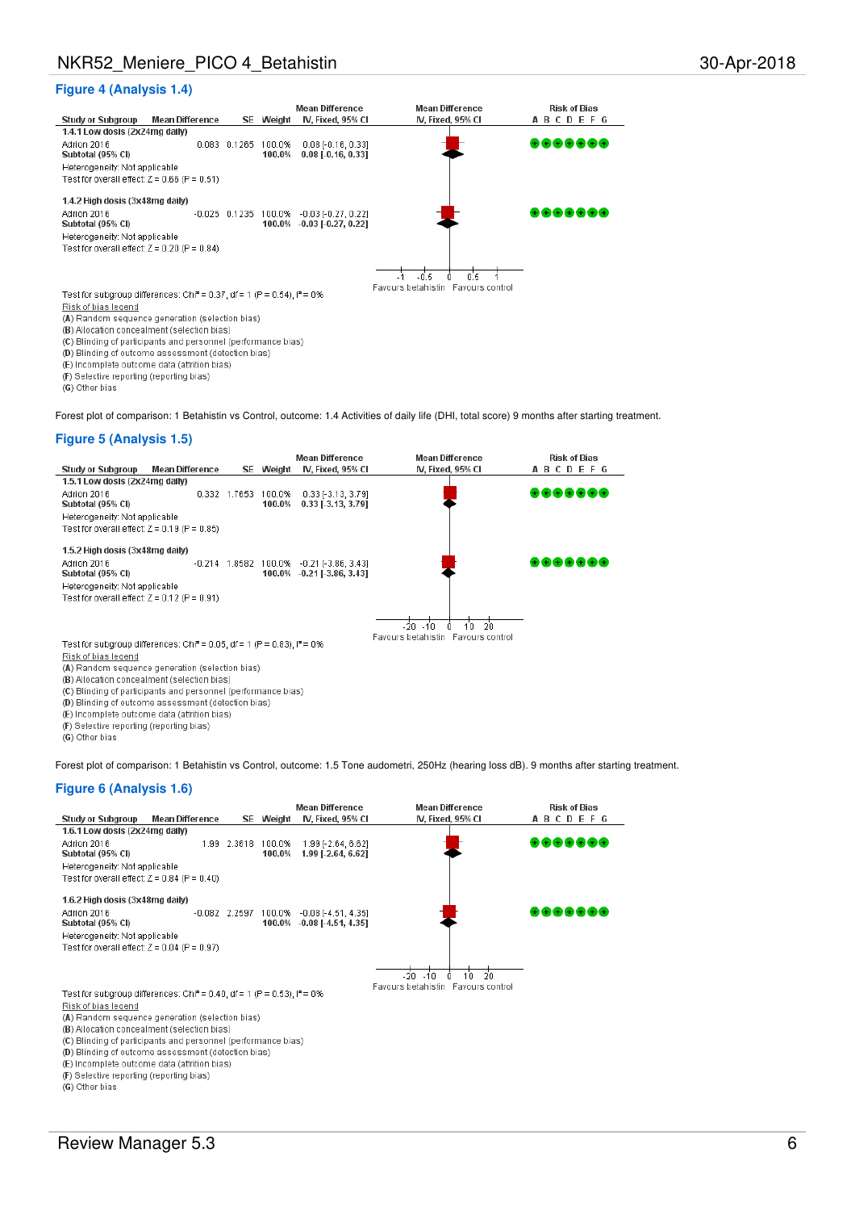## Figure 4 (Analysis 1.4)

| Study or Subgroup | Mean Difference | SE | Weight | Mean Difference IV, Fixed, 95% CI |
|---|---|---|---|---|
| **1.4.1 Low dosis (2x24mg daily)** | | | | |
| Adrion 2016 | 0.083 | 0.1265 | 100.0% | 0.08 [-0.16, 0.33] |
| **Subtotal (95% CI)** | | | **100.0%** | **0.08 [-0.16, 0.33]** |
| Heterogeneity: Not applicable | | | | |
| Test for overall effect: Z = 0.66 (P = 0.51) | | | | |
| **1.4.2 High dosis (3x48mg daily)** | | | | |
| Adrion 2016 | -0.025 | 0.1235 | 100.0% | -0.03 [-0.27, 0.22] |
| **Subtotal (95% CI)** | | | **100.0%** | **-0.03 [-0.27, 0.22]** |
| Heterogeneity: Not applicable | | | | |
| Test for overall effect: Z = 0.20 (P = 0.84) | | | | |

Mean Difference IV, Fixed, 95% CI: axis -1, -0.5, 0, 0.5, 1; Favours betahistin / Favours control

Risk of Bias A B C D E F G: all low risk (+) for both studies

Test for subgroup differences: Chi² = 0.37, df = 1 (P = 0.54), I² = 0%

Risk of bias legend
(A) Random sequence generation (selection bias)
(B) Allocation concealment (selection bias)
(C) Blinding of participants and personnel (performance bias)
(D) Blinding of outcome assessment (detection bias)
(E) Incomplete outcome data (attrition bias)
(F) Selective reporting (reporting bias)
(G) Other bias

Forest plot of comparison: 1 Betahistin vs Control, outcome: 1.4 Activities of daily life (DHI, total score) 9 months after starting treatment.

## Figure 5 (Analysis 1.5)

| Study or Subgroup | Mean Difference | SE | Weight | Mean Difference IV, Fixed, 95% CI |
|---|---|---|---|---|
| **1.5.1 Low dosis (2x24mg daily)** | | | | |
| Adrion 2016 | 0.332 | 1.7653 | 100.0% | 0.33 [-3.13, 3.79] |
| **Subtotal (95% CI)** | | | **100.0%** | **0.33 [-3.13, 3.79]** |
| Heterogeneity: Not applicable | | | | |
| Test for overall effect: Z = 0.19 (P = 0.85) | | | | |
| **1.5.2 High dosis (3x48mg daily)** | | | | |
| Adrion 2016 | -0.214 | 1.8582 | 100.0% | -0.21 [-3.86, 3.43] |
| **Subtotal (95% CI)** | | | **100.0%** | **-0.21 [-3.86, 3.43]** |
| Heterogeneity: Not applicable | | | | |
| Test for overall effect: Z = 0.12 (P = 0.91) | | | | |

Mean Difference IV, Fixed, 95% CI: axis -20, -10, 0, 10, 20; Favours betahistin / Favours control

Risk of Bias A B C D E F G: all low risk (+) for both studies

Test for subgroup differences: Chi² = 0.05, df = 1 (P = 0.83), I² = 0%

Risk of bias legend
(A) Random sequence generation (selection bias)
(B) Allocation concealment (selection bias)
(C) Blinding of participants and personnel (performance bias)
(D) Blinding of outcome assessment (detection bias)
(E) Incomplete outcome data (attrition bias)
(F) Selective reporting (reporting bias)
(G) Other bias

Forest plot of comparison: 1 Betahistin vs Control, outcome: 1.5 Tone audometri, 250Hz (hearing loss dB). 9 months after starting treatment.

## Figure 6 (Analysis 1.6)

| Study or Subgroup | Mean Difference | SE | Weight | Mean Difference IV, Fixed, 95% CI |
|---|---|---|---|---|
| **1.6.1 Low dosis (2x24mg daily)** | | | | |
| Adrion 2016 | 1.99 | 2.3618 | 100.0% | 1.99 [-2.64, 6.62] |
| **Subtotal (95% CI)** | | | **100.0%** | **1.99 [-2.64, 6.62]** |
| Heterogeneity: Not applicable | | | | |
| Test for overall effect: Z = 0.84 (P = 0.40) | | | | |
| **1.6.2 High dosis (3x48mg daily)** | | | | |
| Adrion 2016 | -0.082 | 2.2597 | 100.0% | -0.08 [-4.51, 4.35] |
| **Subtotal (95% CI)** | | | **100.0%** | **-0.08 [-4.51, 4.35]** |
| Heterogeneity: Not applicable | | | | |
| Test for overall effect: Z = 0.04 (P = 0.97) | | | | |

Mean Difference IV, Fixed, 95% CI: axis -20, -10, 0, 10, 20; Favours betahistin / Favours control

Risk of Bias A B C D E F G: all low risk (+) for both studies

Test for subgroup differences: Chi² = 0.40, df = 1 (P = 0.53), I² = 0%

Risk of bias legend
(A) Random sequence generation (selection bias)
(B) Allocation concealment (selection bias)
(C) Blinding of participants and personnel (performance bias)
(D) Blinding of outcome assessment (detection bias)
(E) Incomplete outcome data (attrition bias)
(F) Selective reporting (reporting bias)
(G) Other bias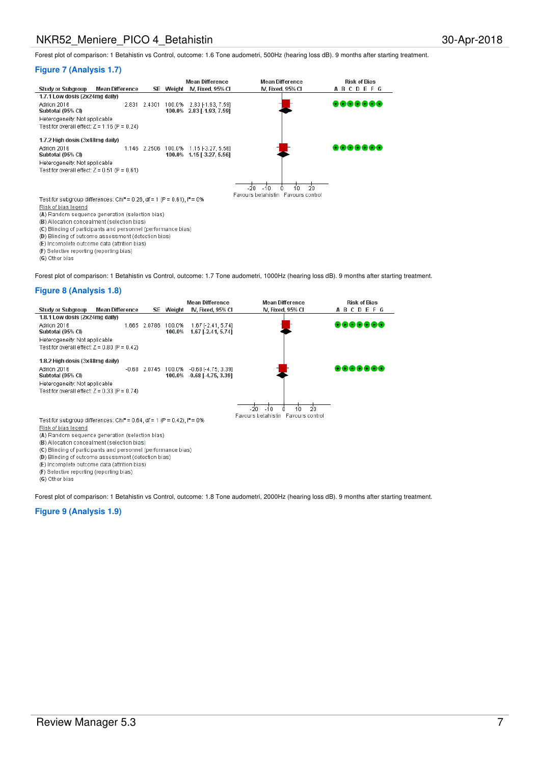Forest plot of comparison: 1 Betahistin vs Control, outcome: 1.6 Tone audometri, 500Hz (hearing loss dB). 9 months after starting treatment.

## Figure 7 (Analysis 1.7)

| Study or Subgroup | Mean Difference | SE | Weight | Mean Difference IV, Fixed, 95% CI | Risk of Bias A B C D E F G |
|---|---|---|---|---|---|
| **1.7.1 Low dosis (2x24mg daily)** | | | | | |
| Adrion 2016 | 2.831 | 2.4301 | 100.0% | 2.83 [-1.93, 7.59] | + + + + + + + |
| **Subtotal (95% CI)** | | | **100.0%** | **2.83 [-1.93, 7.59]** | |
| Heterogeneity: Not applicable | | | | | |
| Test for overall effect: Z = 1.16 (P = 0.24) | | | | | |
| **1.7.2 High dosis (3x48mg daily)** | | | | | |
| Adrion 2016 | 1.146 | 2.2506 | 100.0% | 1.15 [-3.27, 5.56] | + + + + + + + |
| **Subtotal (95% CI)** | | | **100.0%** | **1.15 [-3.27, 5.56]** | |
| Heterogeneity: Not applicable | | | | | |
| Test for overall effect: Z = 0.51 (P = 0.61) | | | | | |

Axis: -20 -10 0 10 20; Favours betahistin / Favours control

Test for subgroup differences: $Chi^2 = 0.26$, df = 1 (P = 0.61), $I^2 = 0\%$

Risk of bias legend
(A) Random sequence generation (selection bias)
(B) Allocation concealment (selection bias)
(C) Blinding of participants and personnel (performance bias)
(D) Blinding of outcome assessment (detection bias)
(E) Incomplete outcome data (attrition bias)
(F) Selective reporting (reporting bias)
(G) Other bias

Forest plot of comparison: 1 Betahistin vs Control, outcome: 1.7 Tone audometri, 1000Hz (hearing loss dB). 9 months after starting treatment.

## Figure 8 (Analysis 1.8)

| Study or Subgroup | Mean Difference | SE | Weight | Mean Difference IV, Fixed, 95% CI | Risk of Bias A B C D E F G |
|---|---|---|---|---|---|
| **1.8.1 Low dosis (2x24mg daily)** | | | | | |
| Adrion 2016 | 1.665 | 2.0786 | 100.0% | 1.67 [-2.41, 5.74] | + + + + + + + |
| **Subtotal (95% CI)** | | | **100.0%** | **1.67 [-2.41, 5.74]** | |
| Heterogeneity: Not applicable | | | | | |
| Test for overall effect: Z = 0.80 (P = 0.42) | | | | | |
| **1.8.2 High dosis (3x48mg daily)** | | | | | |
| Adrion 2016 | -0.68 | 2.0745 | 100.0% | -0.68 [-4.75, 3.39] | + + + + + + + |
| **Subtotal (95% CI)** | | | **100.0%** | **-0.68 [-4.75, 3.39]** | |
| Heterogeneity: Not applicable | | | | | |
| Test for overall effect: Z = 0.33 (P = 0.74) | | | | | |

Axis: -20 -10 0 10 20; Favours betahistin / Favours control

Test for subgroup differences: $Chi^2 = 0.64$, df = 1 (P = 0.42), $I^2 = 0\%$

Risk of bias legend
(A) Random sequence generation (selection bias)
(B) Allocation concealment (selection bias)
(C) Blinding of participants and personnel (performance bias)
(D) Blinding of outcome assessment (detection bias)
(E) Incomplete outcome data (attrition bias)
(F) Selective reporting (reporting bias)
(G) Other bias

Forest plot of comparison: 1 Betahistin vs Control, outcome: 1.8 Tone audometri, 2000Hz (hearing loss dB). 9 months after starting treatment.

## Figure 9 (Analysis 1.9)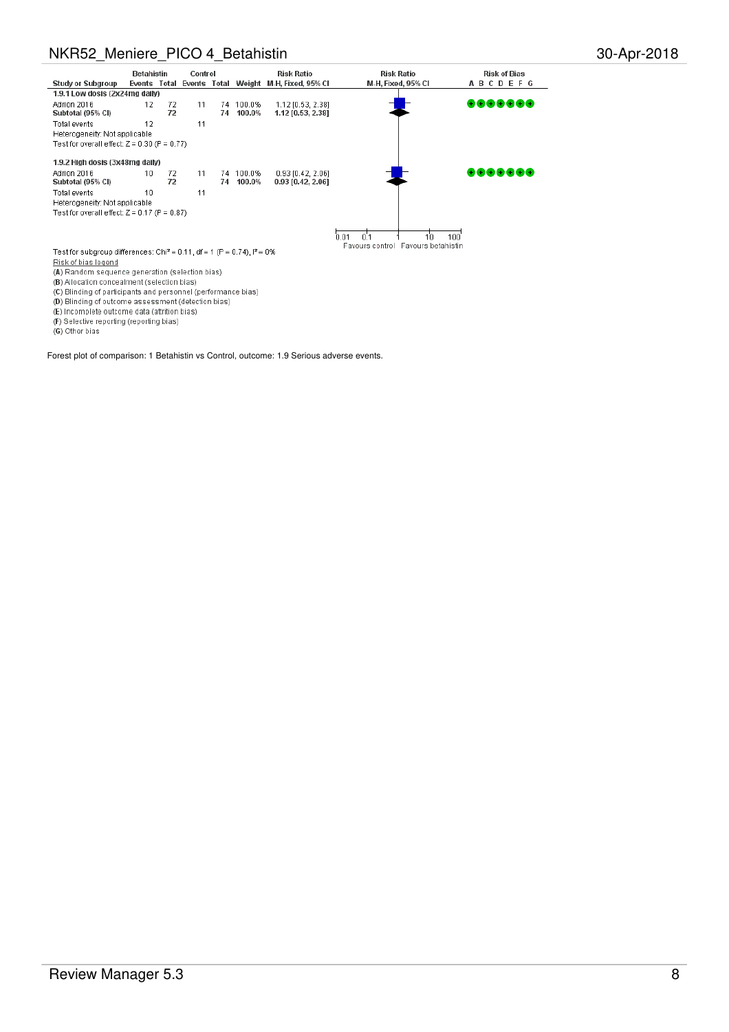Betahistin | Control | Risk Ratio | Risk Ratio | Risk of Bias

Study or Subgroup | Events | Total | Events | Total | Weight | M-H, Fixed, 95% CI | M-H, Fixed, 95% CI | A B C D E F G

**1.9.1 Low dosis (2x24mg daily)**

Adrion 2016 | 12 | 72 | 11 | 74 | 100.0% | 1.12 [0.53, 2.38]

**Subtotal (95% CI)** | **72** | **74** | **100.0%** | **1.12 [0.53, 2.38]**

Total events | 12 | 11

Heterogeneity: Not applicable

Test for overall effect: Z = 0.30 (P = 0.77)

**1.9.2 High dosis (3x48mg daily)**

Adrion 2016 | 10 | 72 | 11 | 74 | 100.0% | 0.93 [0.42, 2.06]

**Subtotal (95% CI)** | **72** | **74** | **100.0%** | **0.93 [0.42, 2.06]**

Total events | 10 | 11

Heterogeneity: Not applicable

Test for overall effect: Z = 0.17 (P = 0.87)

0.01 0.1 1 10 100

Favours control Favours betahistin

Test for subgroup differences: $Chi^2 = 0.11$, df = 1 (P = 0.74), $I^2 = 0\%$

Risk of bias legend

(A) Random sequence generation (selection bias)

(B) Allocation concealment (selection bias)

(C) Blinding of participants and personnel (performance bias)

(D) Blinding of outcome assessment (detection bias)

(E) Incomplete outcome data (attrition bias)

(F) Selective reporting (reporting bias)

(G) Other bias

Forest plot of comparison: 1 Betahistin vs Control, outcome: 1.9 Serious adverse events.